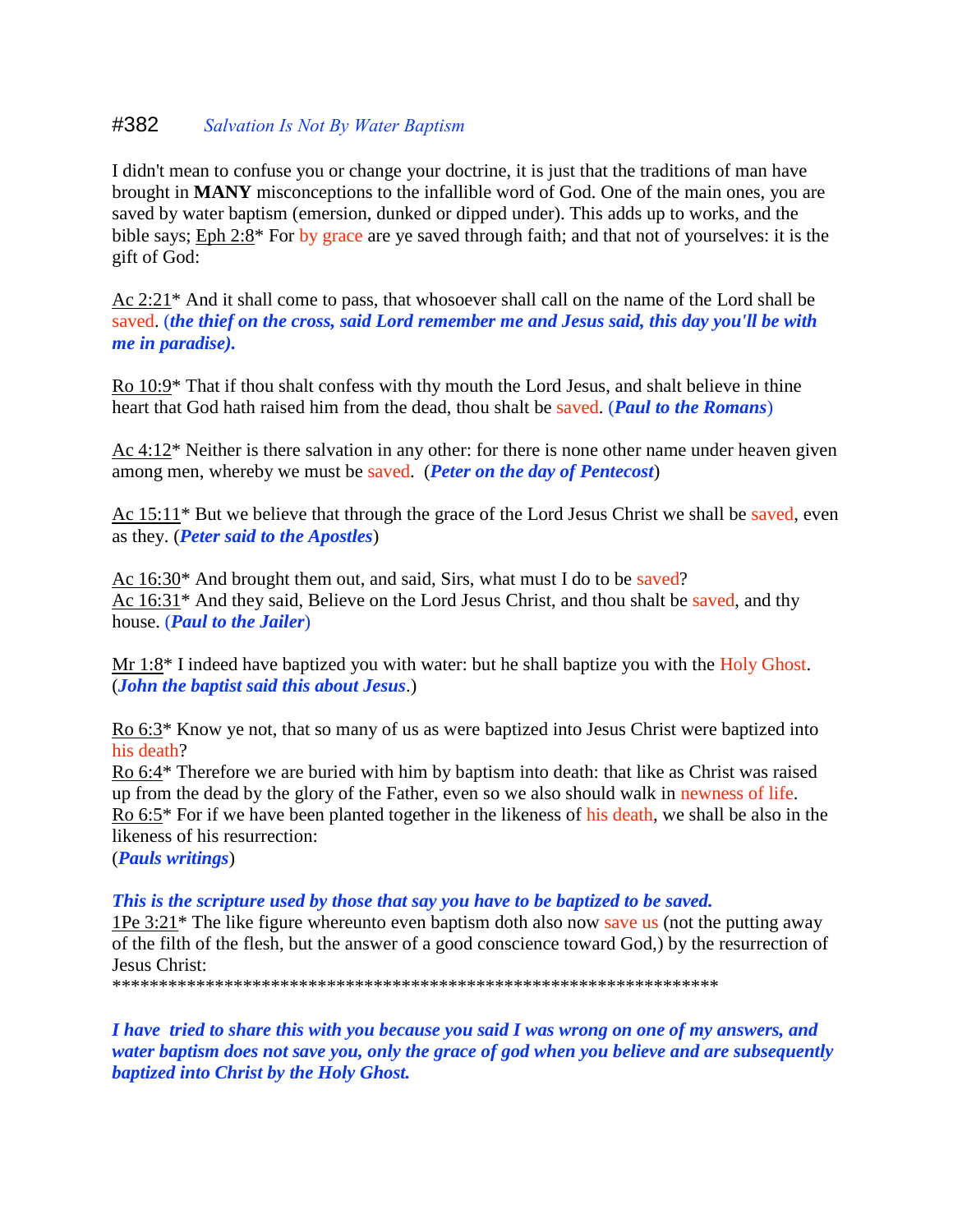# #382 *Salvation Is Not By Water Baptism*

I didn't mean to confuse you or change your doctrine, it is just that the traditions of man have brought in **MANY** misconceptions to the infallible word of God. One of the main ones, you are saved by water baptism (emersion, dunked or dipped under). This adds up to works, and the bible says; Eph 2:8* For by grace are ye saved through faith; and that not of yourselves: it is the gift of God:

Ac 2:21* And it shall come to pass, that whosoever shall call on the name of the Lord shall be saved. (***the thief on the cross, said Lord remember me and Jesus said, this day you'll be with me in paradise).***

Ro 10:9* That if thou shalt confess with thy mouth the Lord Jesus, and shalt believe in thine heart that God hath raised him from the dead, thou shalt be saved. (***Paul to the Romans***)

Ac 4:12* Neither is there salvation in any other: for there is none other name under heaven given among men, whereby we must be saved. (***Peter on the day of Pentecost***)

Ac 15:11* But we believe that through the grace of the Lord Jesus Christ we shall be saved, even as they. (***Peter said to the Apostles***)

Ac 16:30* And brought them out, and said, Sirs, what must I do to be saved?
Ac 16:31* And they said, Believe on the Lord Jesus Christ, and thou shalt be saved, and thy house. (***Paul to the Jailer***)

Mr 1:8* I indeed have baptized you with water: but he shall baptize you with the Holy Ghost. (***John the baptist said this about Jesus***.)

Ro 6:3* Know ye not, that so many of us as were baptized into Jesus Christ were baptized into his death?
Ro 6:4* Therefore we are buried with him by baptism into death: that like as Christ was raised up from the dead by the glory of the Father, even so we also should walk in newness of life.
Ro 6:5* For if we have been planted together in the likeness of his death, we shall be also in the likeness of his resurrection:
(***Pauls writings***)

***This is the scripture used by those that say you have to be baptized to be saved.***
1Pe 3:21* The like figure whereunto even baptism doth also now save us (not the putting away of the filth of the flesh, but the answer of a good conscience toward God,) by the resurrection of Jesus Christ:
*******************************************************************

***I have tried to share this with you because you said I was wrong on one of my answers, and water baptism does not save you, only the grace of god when you believe and are subsequently baptized into Christ by the Holy Ghost.***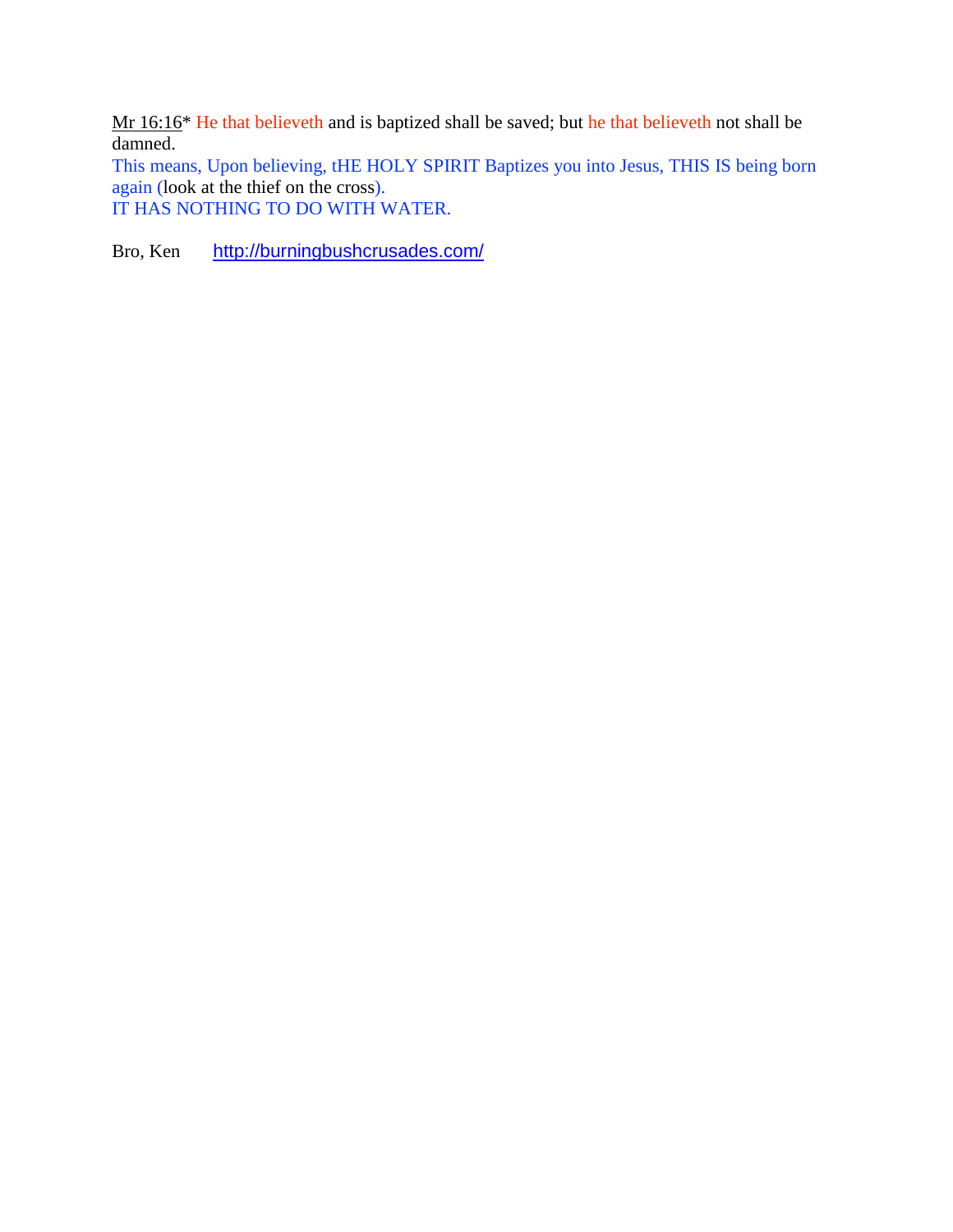Mr 16:16* He that believeth and is baptized shall be saved; but he that believeth not shall be damned.

This means, Upon believing, tHE HOLY SPIRIT Baptizes you into Jesus, THIS IS being born again (look at the thief on the cross).

IT HAS NOTHING TO DO WITH WATER.

Bro, Ken http://burningbushcrusades.com/